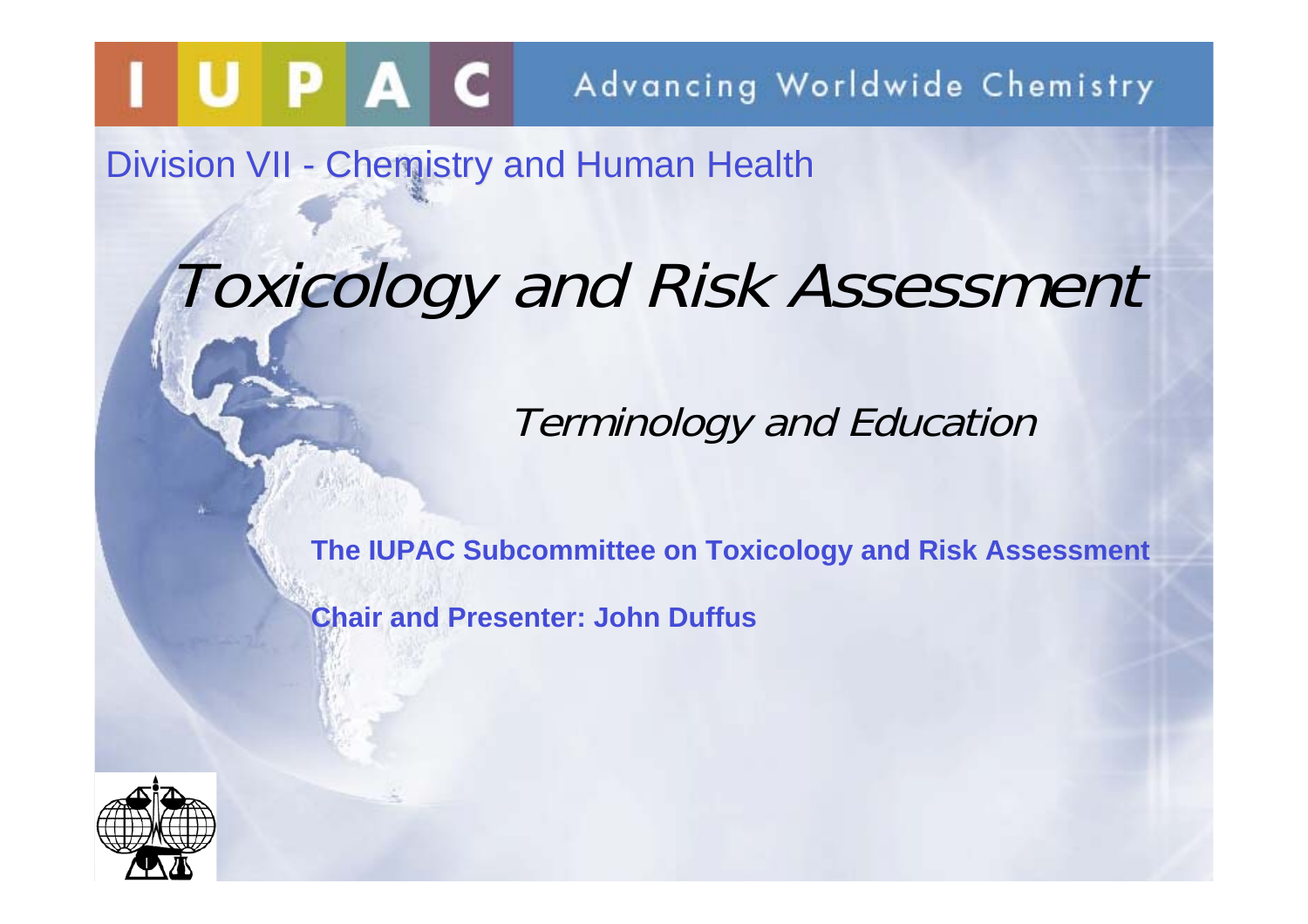IUPAC Advancing Worldwide Chemistry

Division VII - Chemistry and Human Health

# *Toxicology and Risk Assessment*

## *Terminology and Education*

**The IUPAC Subcommittee on Toxicology and Risk Assessment**

**Chair and Presenter: John Duffus**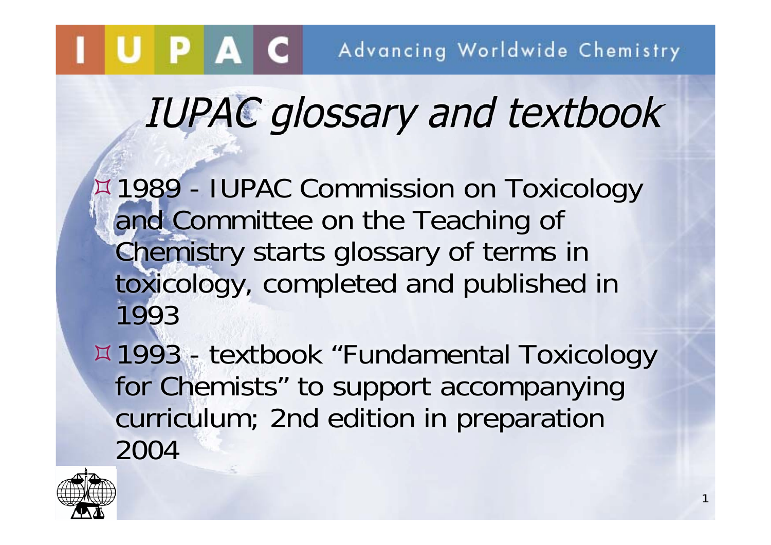# IUPAC glossary and textbook

- 1989 - IUPAC Commission on Toxicology and Committee on the Teaching of Chemistry starts glossary of terms in toxicology, completed and published in 1993
- 1993 - textbook "Fundamental Toxicology for Chemists" to support accompanying curriculum; 2nd edition in preparation 2004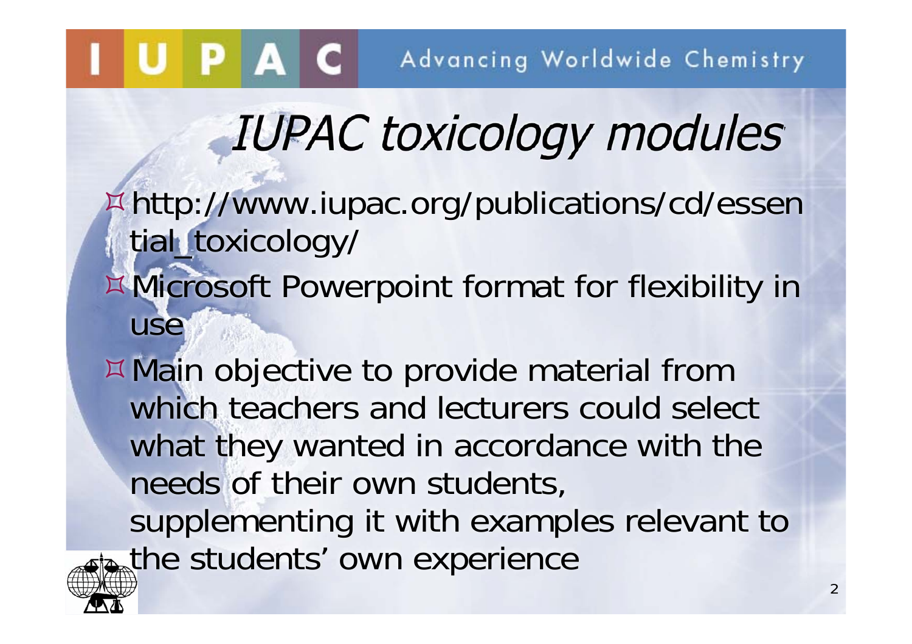# IUPAC toxicology modules

- http://www.iupac.org/publications/cd/essential_toxicology/
- Microsoft Powerpoint format for flexibility in use
- Main objective to provide material from which teachers and lecturers could select what they wanted in accordance with the needs of their own students, supplementing it with examples relevant to the students' own experience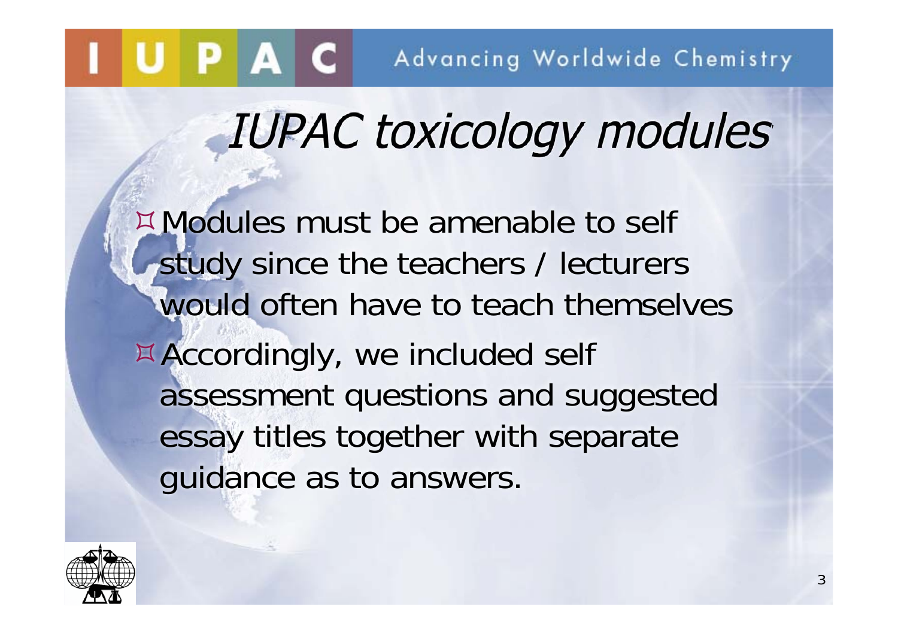# IUPAC toxicology modules

- Modules must be amenable to self study since the teachers / lecturers would often have to teach themselves
- Accordingly, we included self assessment questions and suggested essay titles together with separate guidance as to answers.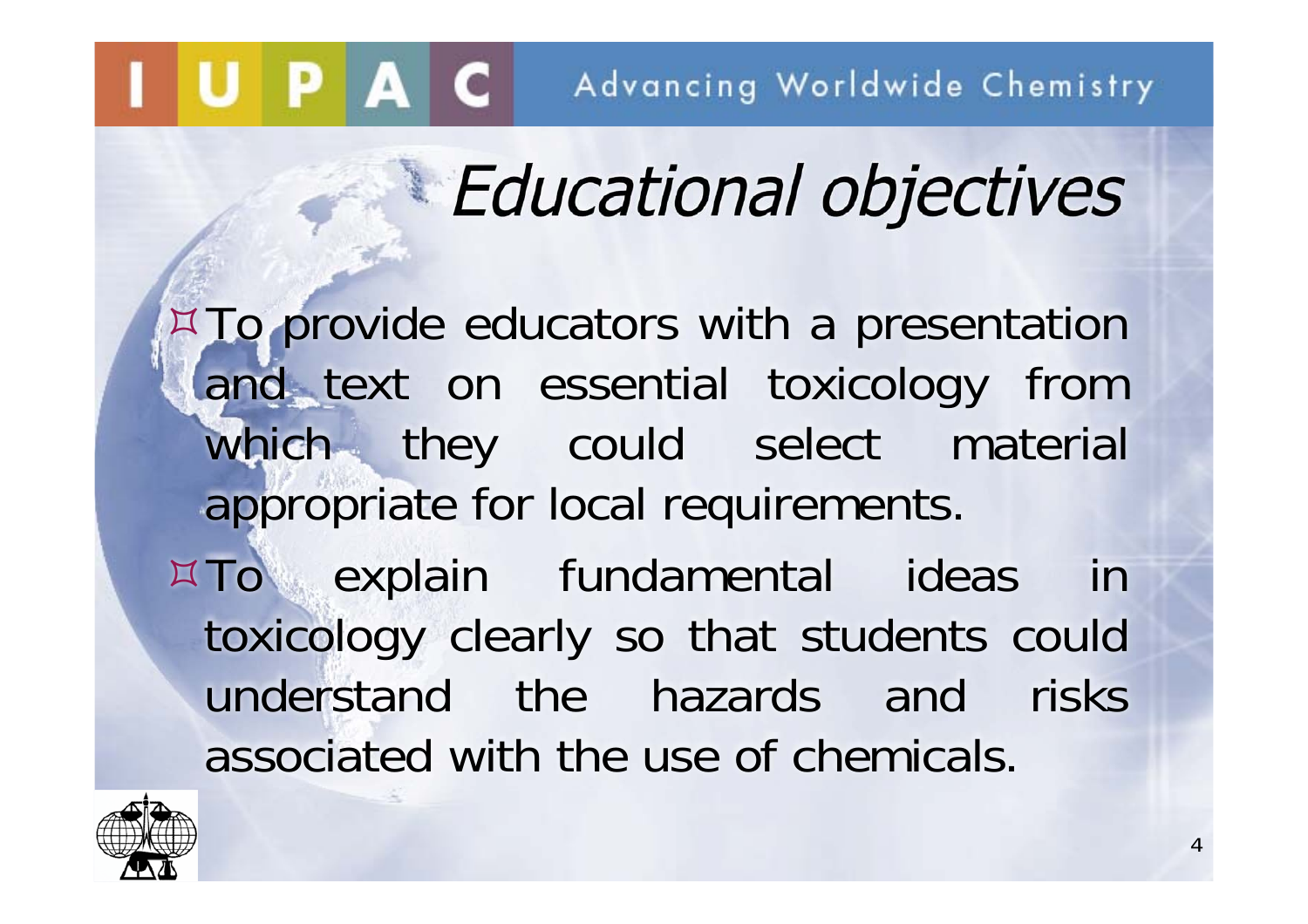# Educational objectives

- To provide educators with a presentation and text on essential toxicology from which they could select material appropriate for local requirements.
- To explain fundamental ideas in toxicology clearly so that students could understand the hazards and risks associated with the use of chemicals.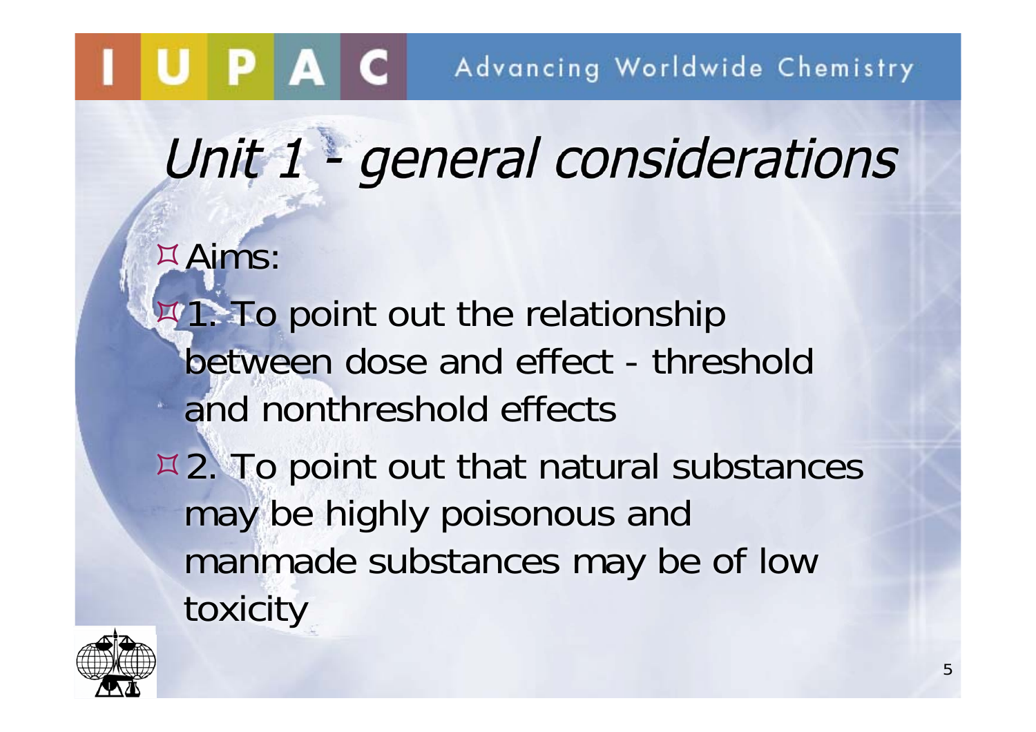# *Unit 1 - general considerations*

- Aims:
- 1. To point out the relationship between dose and effect - threshold and nonthreshold effects
- 2. To point out that natural substances may be highly poisonous and manmade substances may be of low toxicity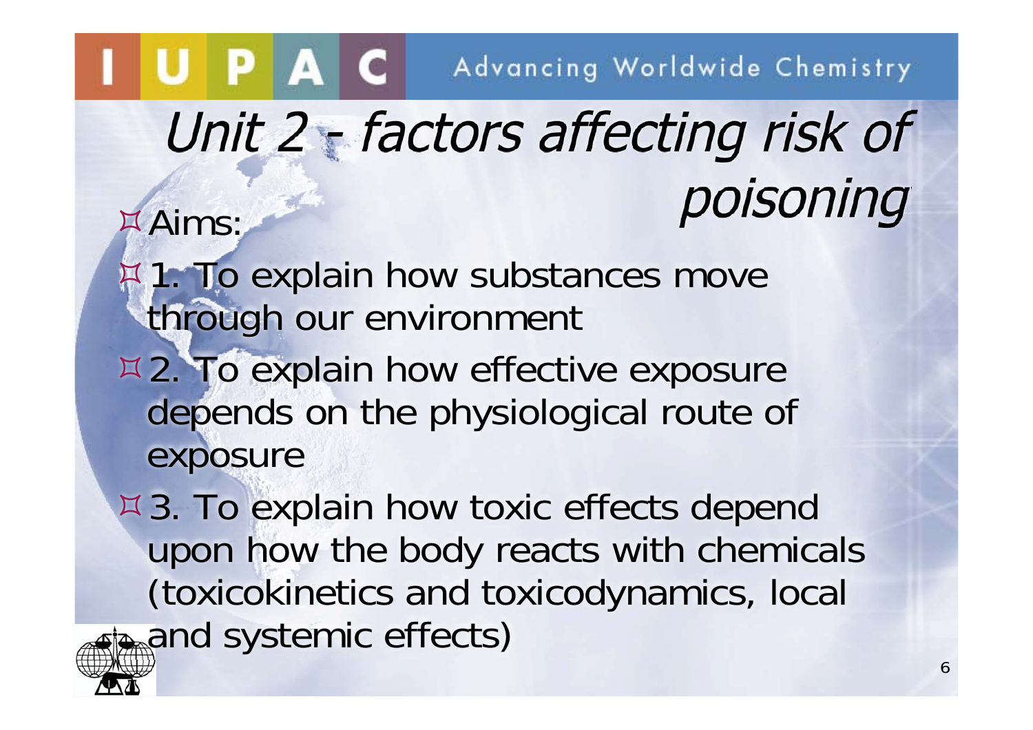# *Unit 2 - factors affecting risk of poisoning*

- Aims:
- 1. To explain how substances move through our environment
- 2. To explain how effective exposure depends on the physiological route of exposure
- 3. To explain how toxic effects depend upon how the body reacts with chemicals (toxicokinetics and toxicodynamics, local and systemic effects)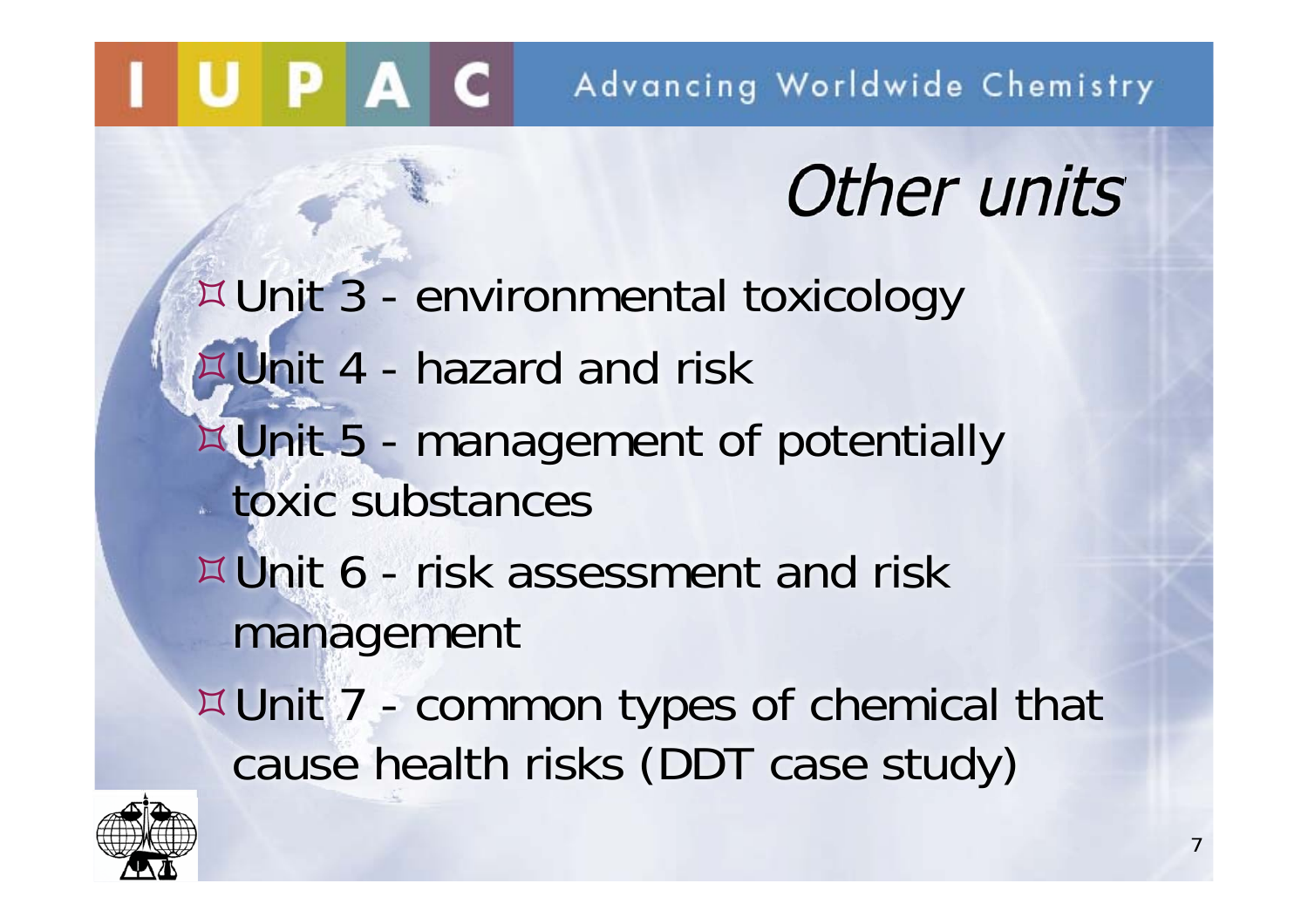# Other units

- Unit 3 - environmental toxicology
- Unit 4 - hazard and risk
- Unit 5 - management of potentially toxic substances
- Unit 6 - risk assessment and risk management
- Unit 7 - common types of chemical that cause health risks (DDT case study)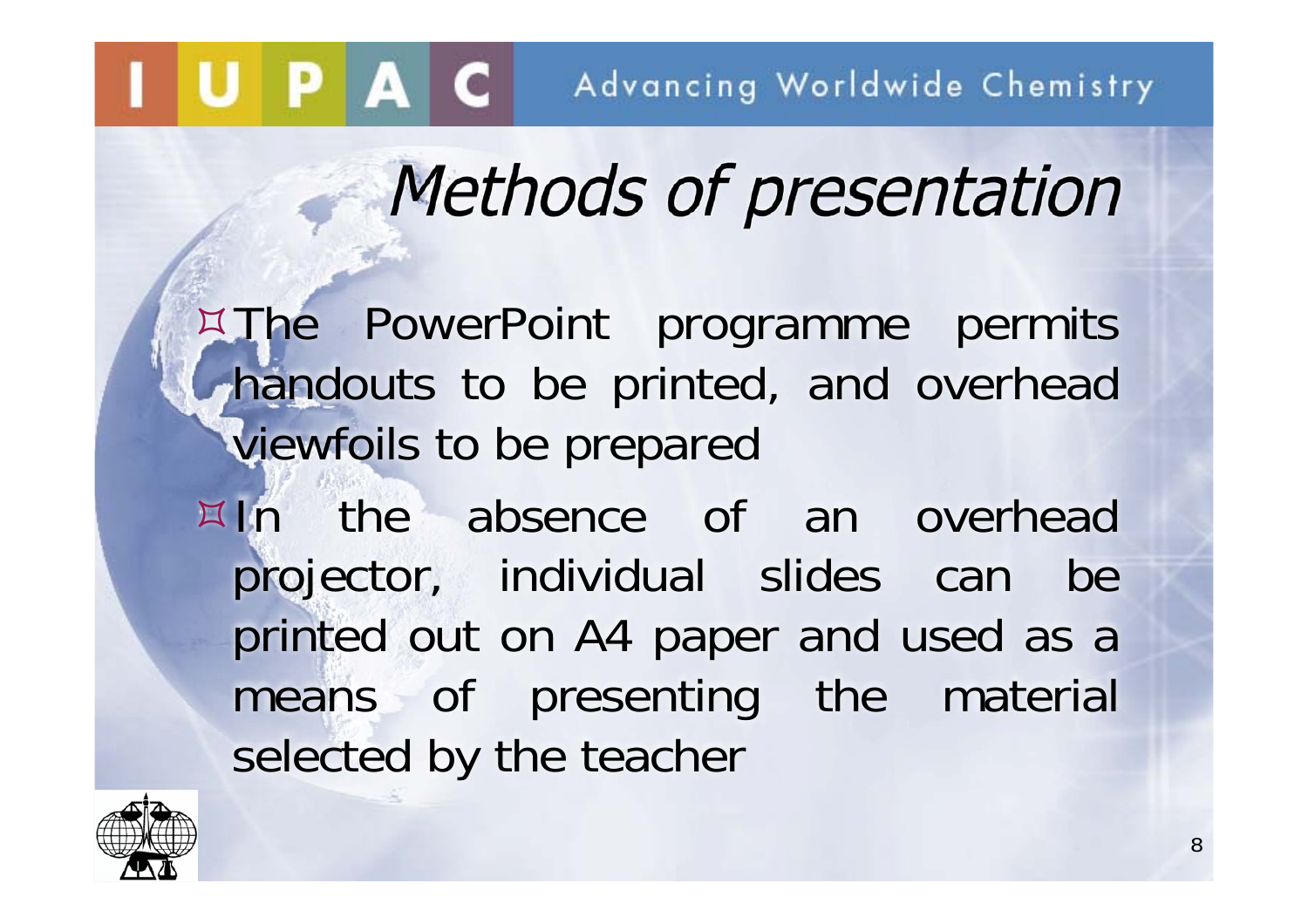# Methods of presentation

- The PowerPoint programme permits handouts to be printed, and overhead viewfoils to be prepared
- In the absence of an overhead projector, individual slides can be printed out on A4 paper and used as a means of presenting the material selected by the teacher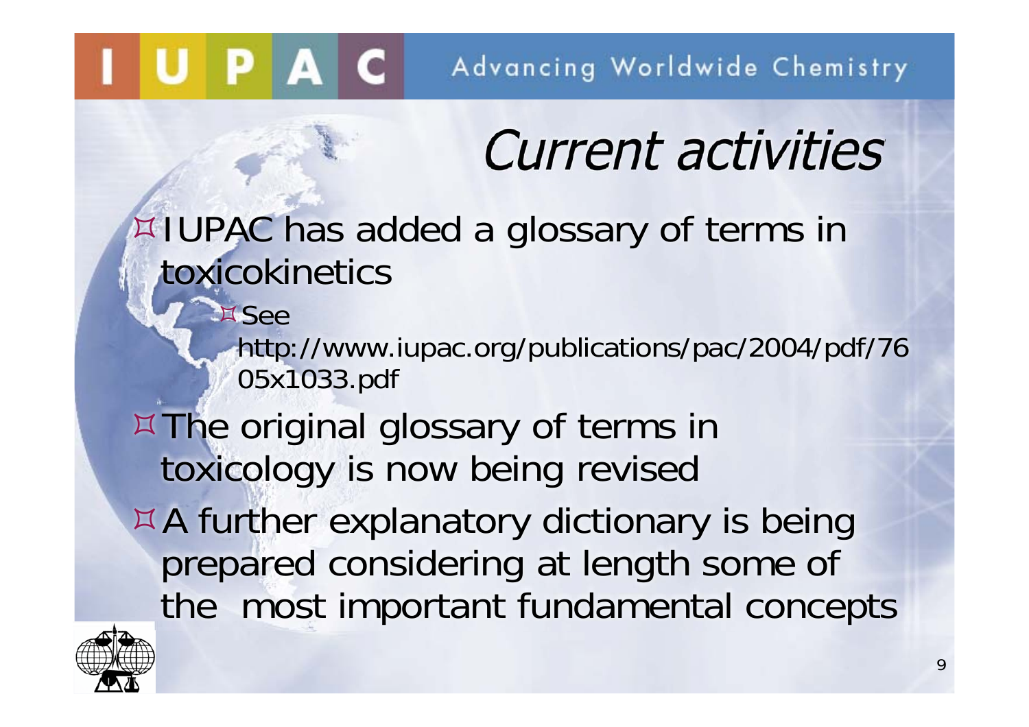# Current activities

- IUPAC has added a glossary of terms in toxicokinetics
  - See http://www.iupac.org/publications/pac/2004/pdf/7605x1033.pdf
- The original glossary of terms in toxicology is now being revised
- A further explanatory dictionary is being prepared considering at length some of the most important fundamental concepts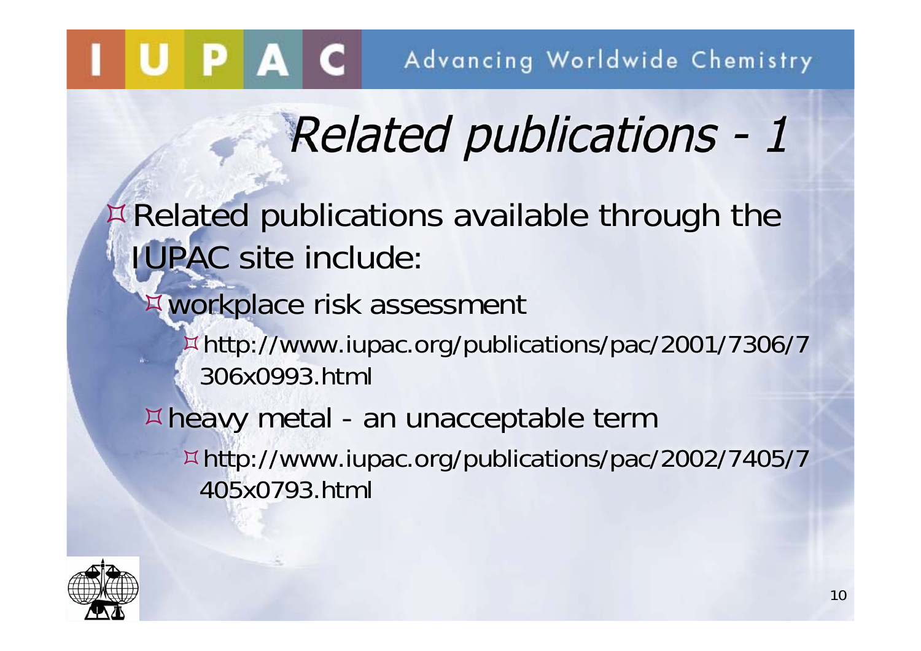# Related publications - 1

- Related publications available through the IUPAC site include:
  - workplace risk assessment
    - http://www.iupac.org/publications/pac/2001/7306/7306x0993.html
  - heavy metal - an unacceptable term
    - http://www.iupac.org/publications/pac/2002/7405/7405x0793.html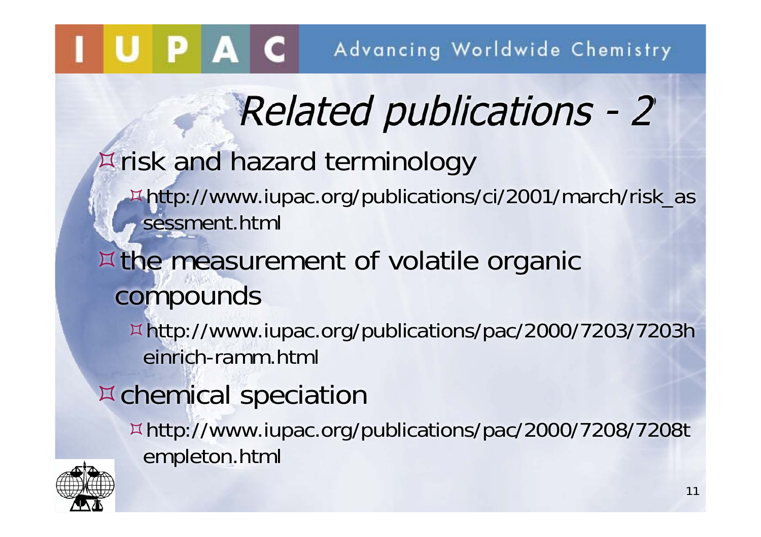# Related publications - 2

- risk and hazard terminology
  - http://www.iupac.org/publications/ci/2001/march/risk_assessment.html
- the measurement of volatile organic compounds
  - http://www.iupac.org/publications/pac/2000/7203/7203heinrich-ramm.html
- chemical speciation
  - http://www.iupac.org/publications/pac/2000/7208/7208templeton.html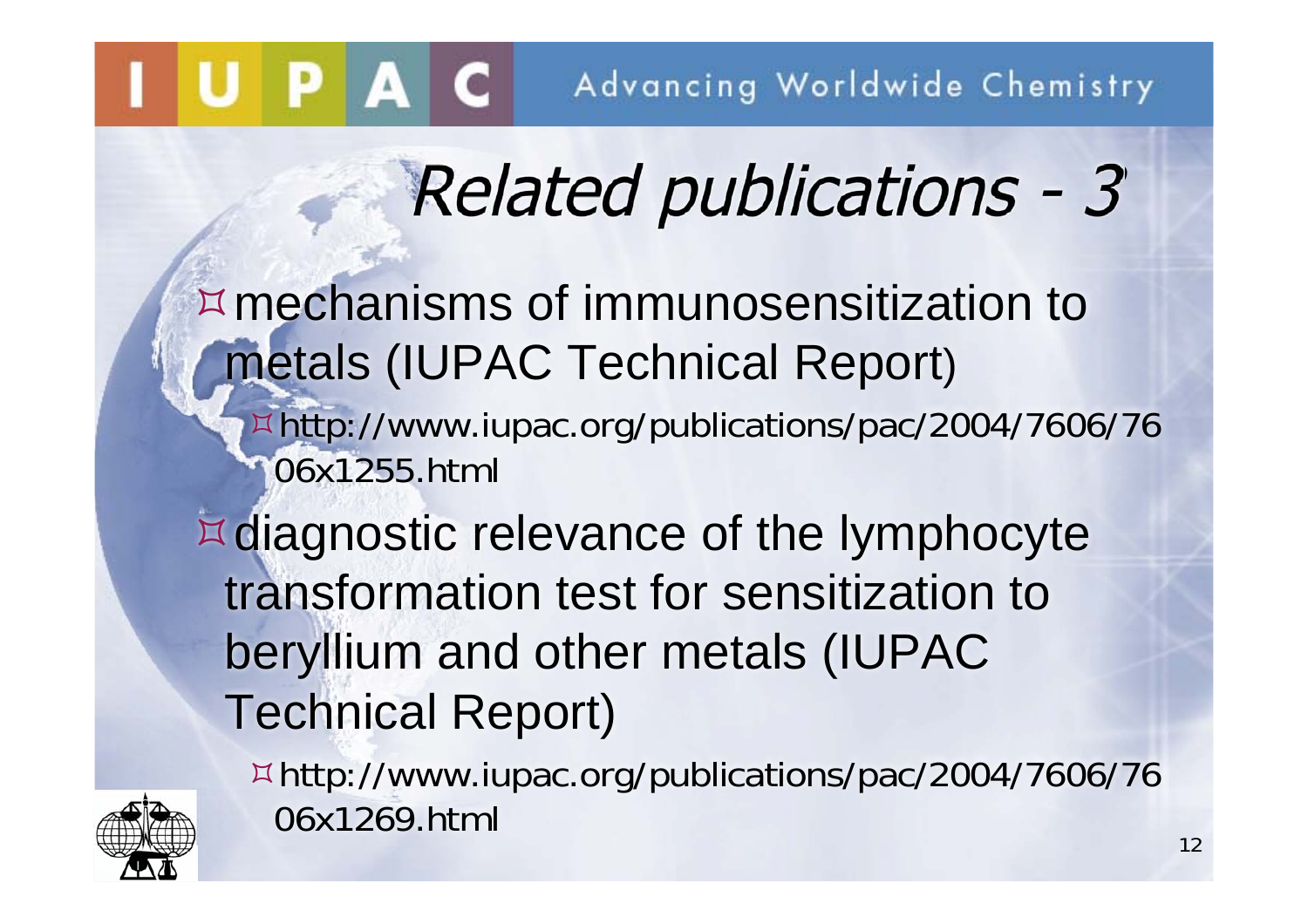# Related publications - 3

- mechanisms of immunosensitization to metals (IUPAC Technical Report)
  - http://www.iupac.org/publications/pac/2004/7606/7606x1255.html
- diagnostic relevance of the lymphocyte transformation test for sensitization to beryllium and other metals (IUPAC Technical Report)
  - http://www.iupac.org/publications/pac/2004/7606/7606x1269.html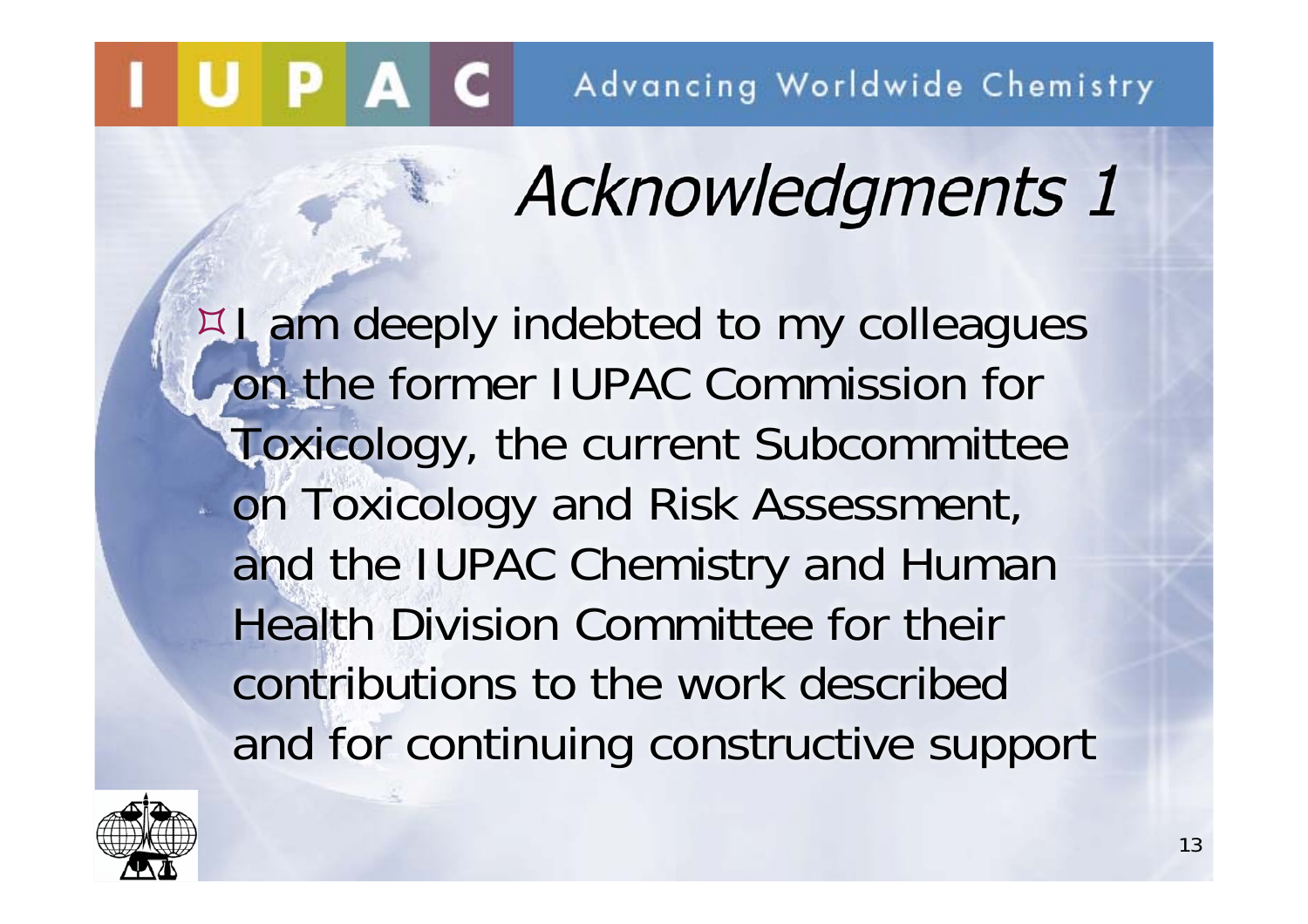# Acknowledgments 1

- I am deeply indebted to my colleagues on the former IUPAC Commission for Toxicology, the current Subcommittee on Toxicology and Risk Assessment, and the IUPAC Chemistry and Human Health Division Committee for their contributions to the work described and for continuing constructive support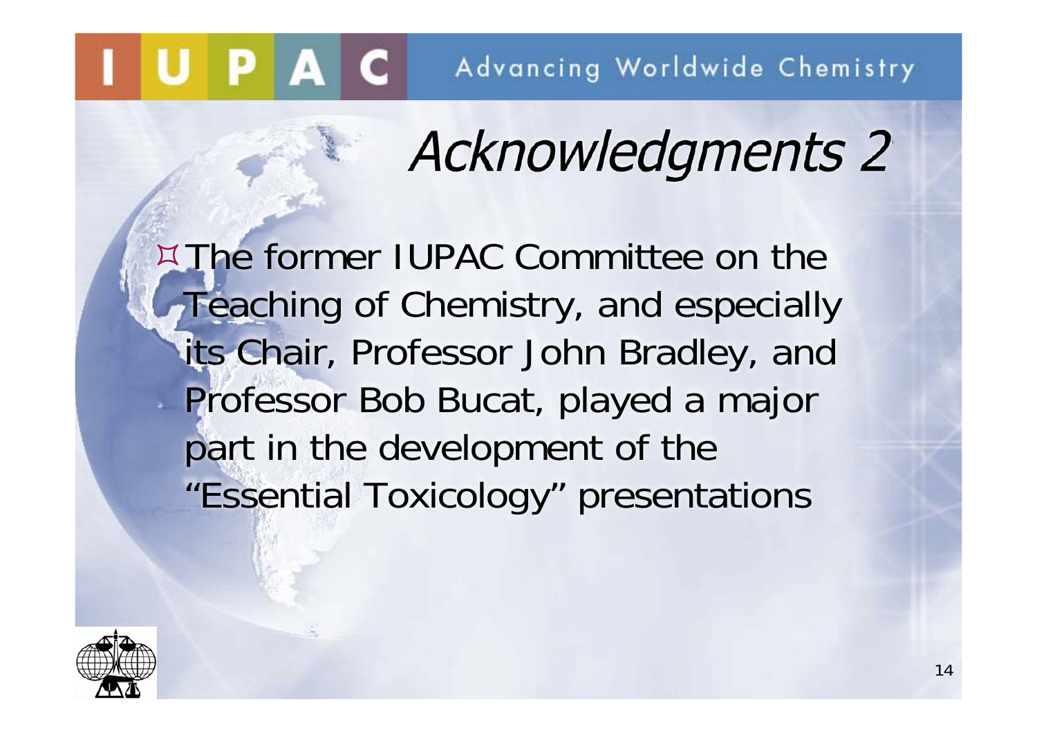# Acknowledgments 2

- The former IUPAC Committee on the Teaching of Chemistry, and especially its Chair, Professor John Bradley, and Professor Bob Bucat, played a major part in the development of the "Essential Toxicology" presentations